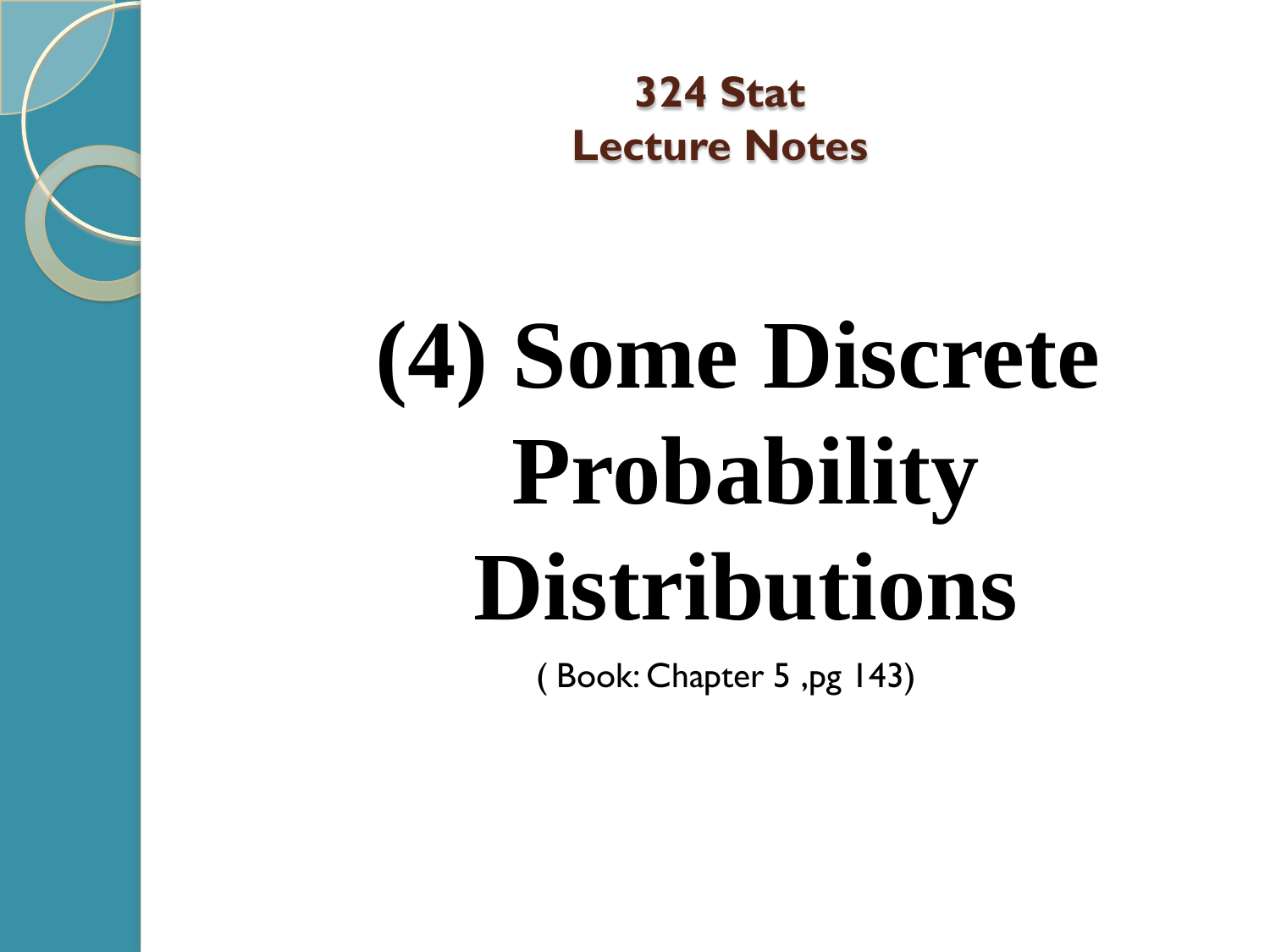**324 Stat**
**Lecture Notes**

# (4) Some Discrete Probability Distributions

( Book: Chapter 5 ,pg 143)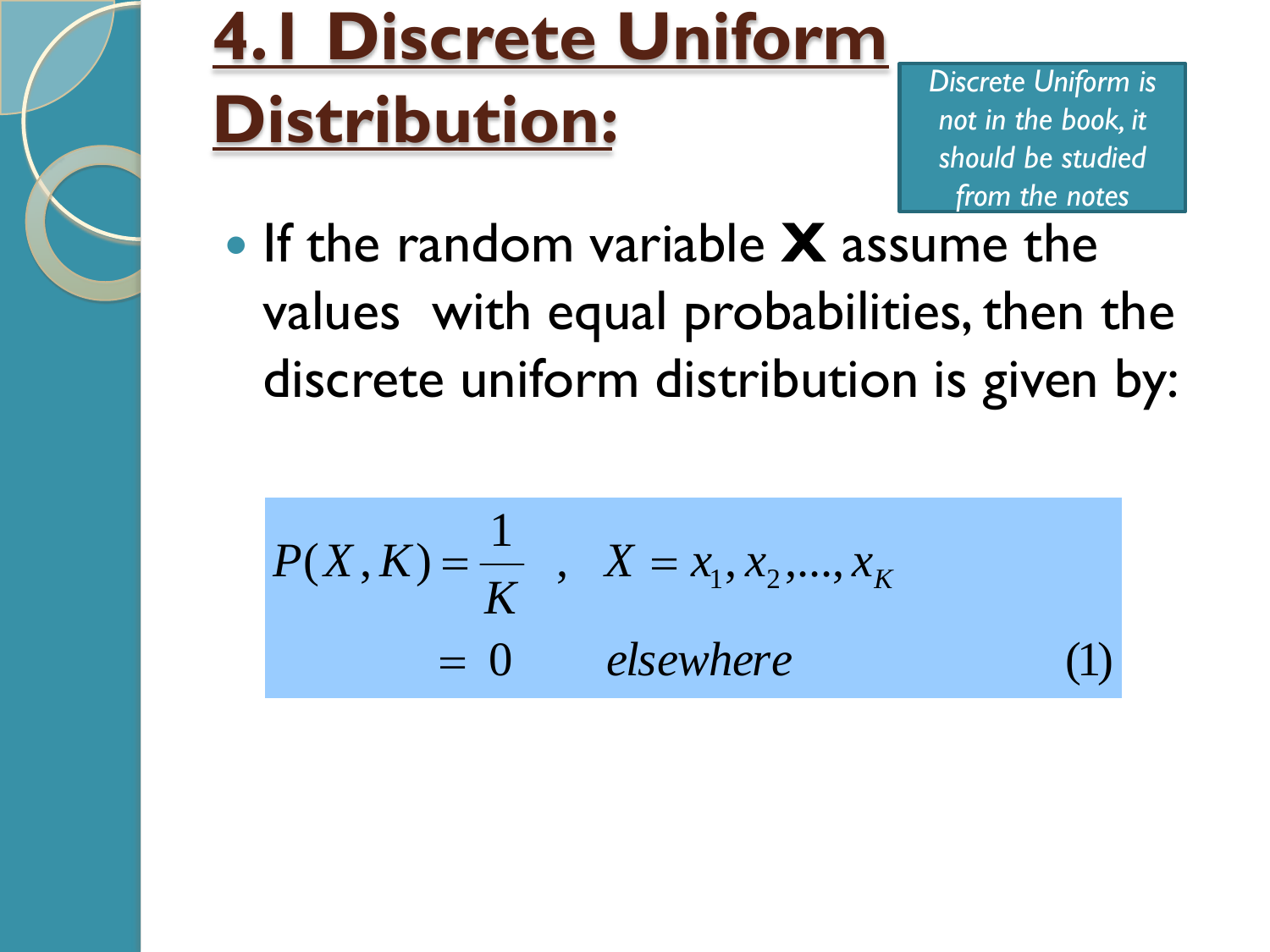# 4.1 Discrete Uniform Distribution:

*Discrete Uniform is not in the book, it should be studied from the notes*

- If the random variable **X** assume the values with equal probabilities, then the discrete uniform distribution is given by:

$$
\begin{aligned}
P(X,K) &= \frac{1}{K} \quad , \quad X = x_1, x_2, \ldots, x_K \\
&= 0 \qquad \textit{elsewhere}
\end{aligned}
\qquad (1)
$$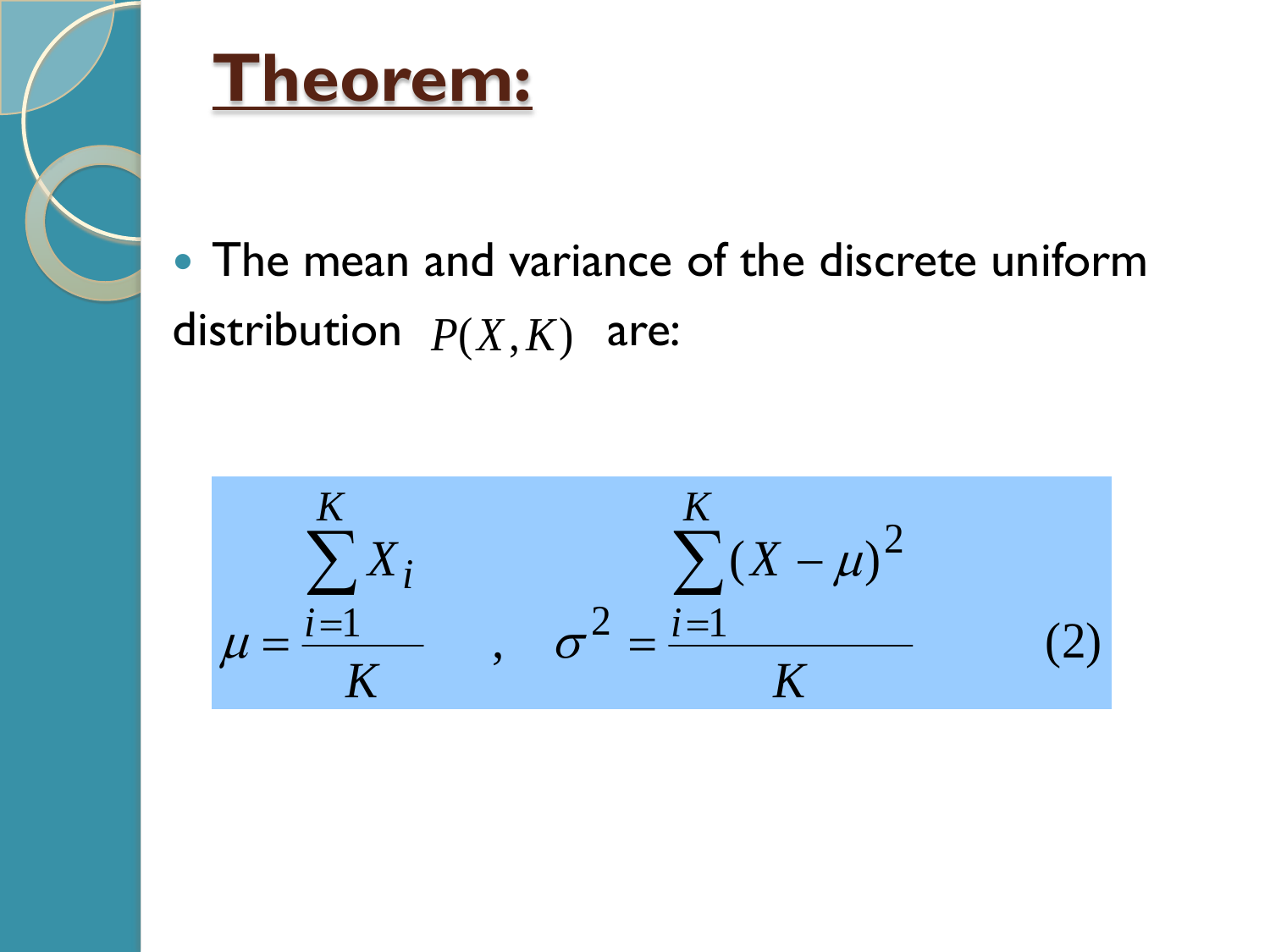# Theorem:

- The mean and variance of the discrete uniform distribution $P(X, K)$ are:

$$\mu = \frac{\sum_{i=1}^{K} X_i}{K} \quad , \quad \sigma^2 = \frac{\sum_{i=1}^{K} (X - \mu)^2}{K} \qquad (2)$$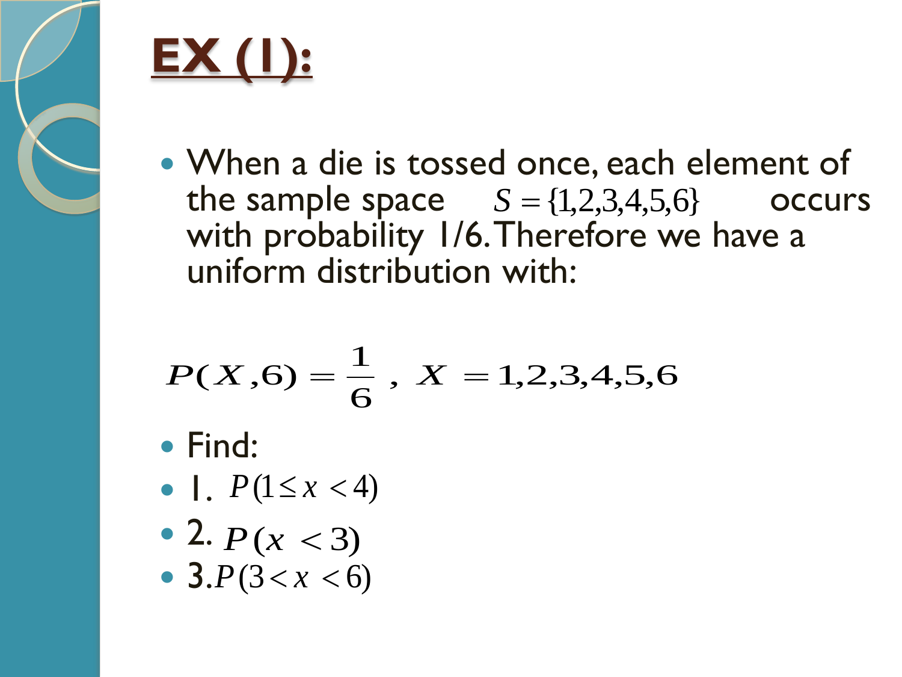# EX (1):

- When a die is tossed once, each element of the sample space $S = \{1,2,3,4,5,6\}$ occurs with probability 1/6. Therefore we have a uniform distribution with:

$$P(X,6) = \frac{1}{6}\ ,\ X = 1,2,3,4,5,6$$

- Find:
- 1. $P(1 \le x < 4)$
- 2. $P(x < 3)$
- 3. $P(3 < x < 6)$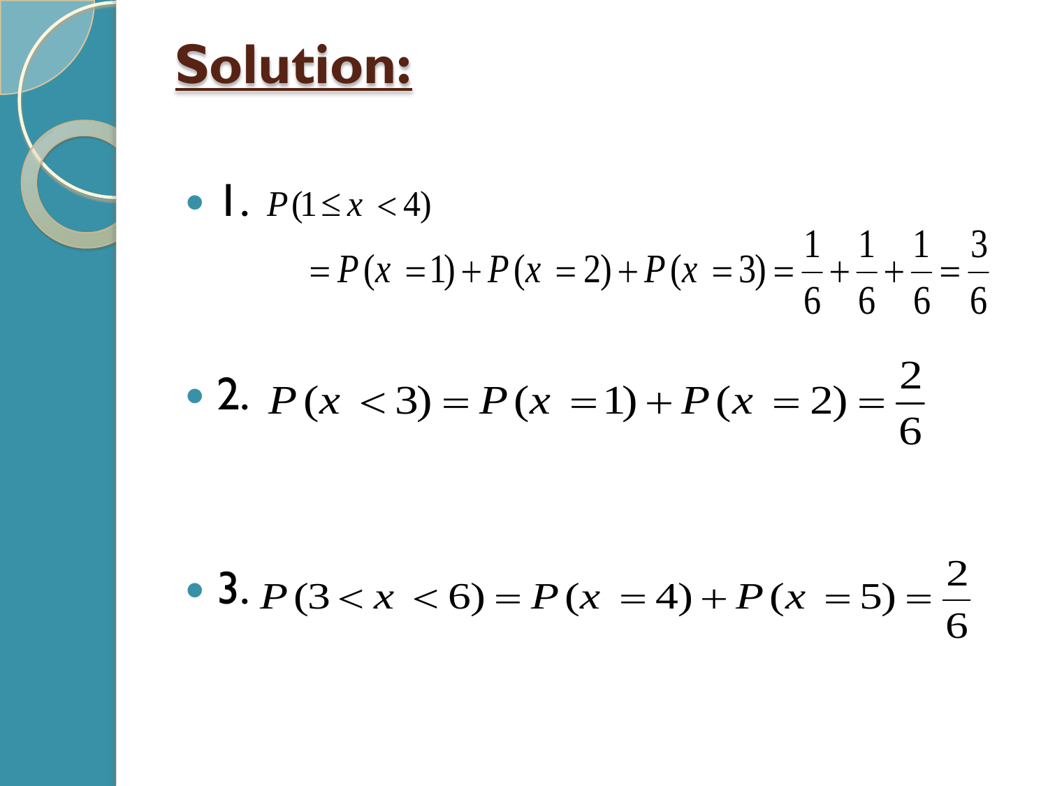# Solution:

- 1. $P(1 \leq x < 4)$

$$= P(x = 1) + P(x = 2) + P(x = 3) = \frac{1}{6} + \frac{1}{6} + \frac{1}{6} = \frac{3}{6}$$

- 2. $P(x < 3) = P(x = 1) + P(x = 2) = \dfrac{2}{6}$

- 3. $P(3 < x < 6) = P(x = 4) + P(x = 5) = \dfrac{2}{6}$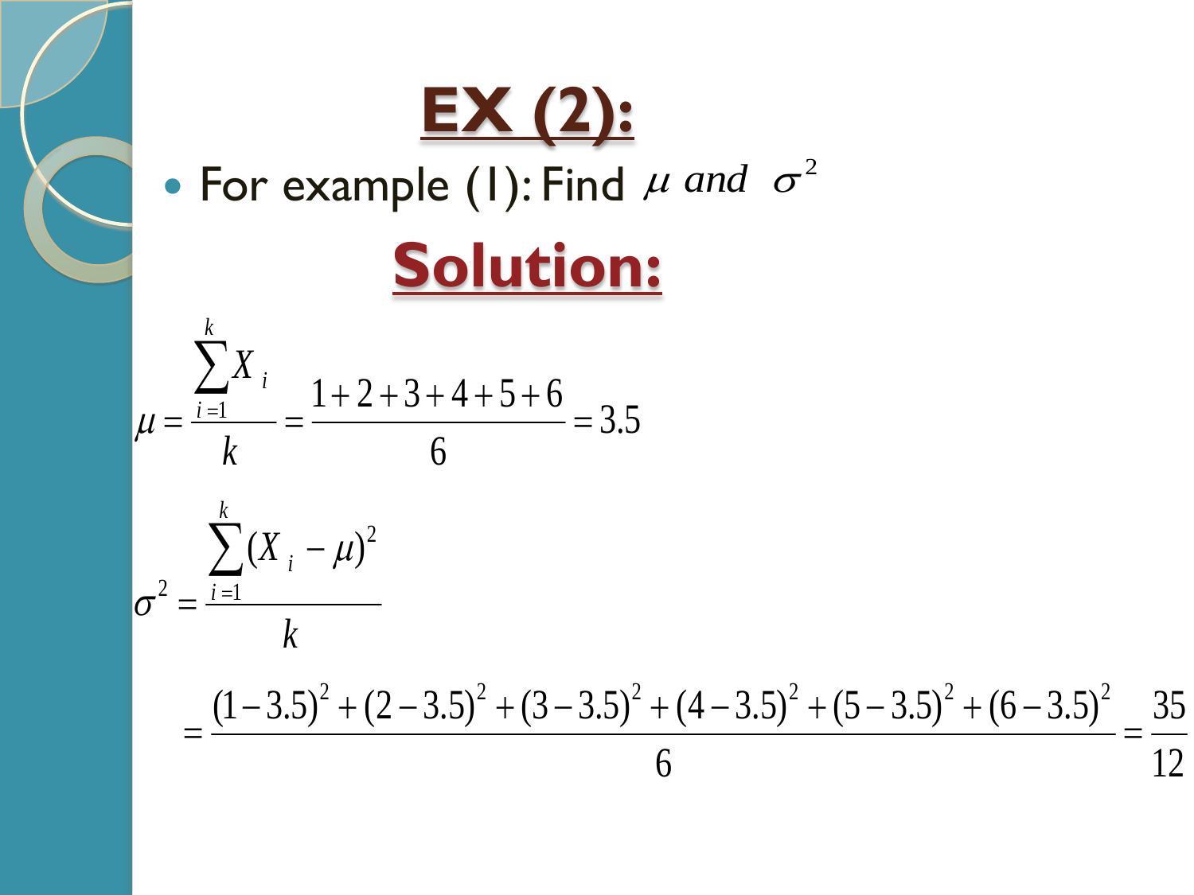# EX (2):

- For example (1): Find $\mu$ *and* $\sigma^2$

## Solution:

$$\mu = \frac{\sum_{i=1}^{k} X_i}{k} = \frac{1+2+3+4+5+6}{6} = 3.5$$

$$\sigma^2 = \frac{\sum_{i=1}^{k} (X_i - \mu)^2}{k}$$

$$= \frac{(1-3.5)^2 + (2-3.5)^2 + (3-3.5)^2 + (4-3.5)^2 + (5-3.5)^2 + (6-3.5)^2}{6} = \frac{35}{12}$$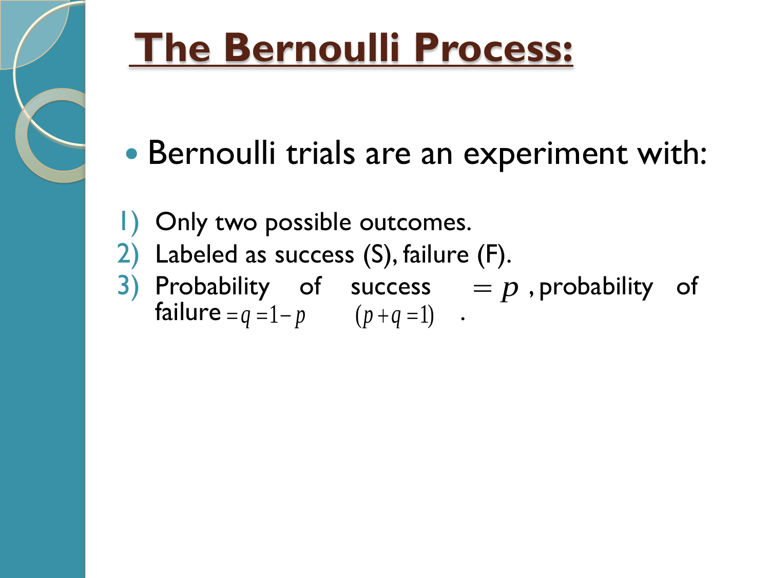# The Bernoulli Process:

- Bernoulli trials are an experiment with:

1) Only two possible outcomes.
2) Labeled as success (S), failure (F).
3) Probability of success $= p$, probability of failure $= q = 1 - p$ $\quad (p + q = 1)$ .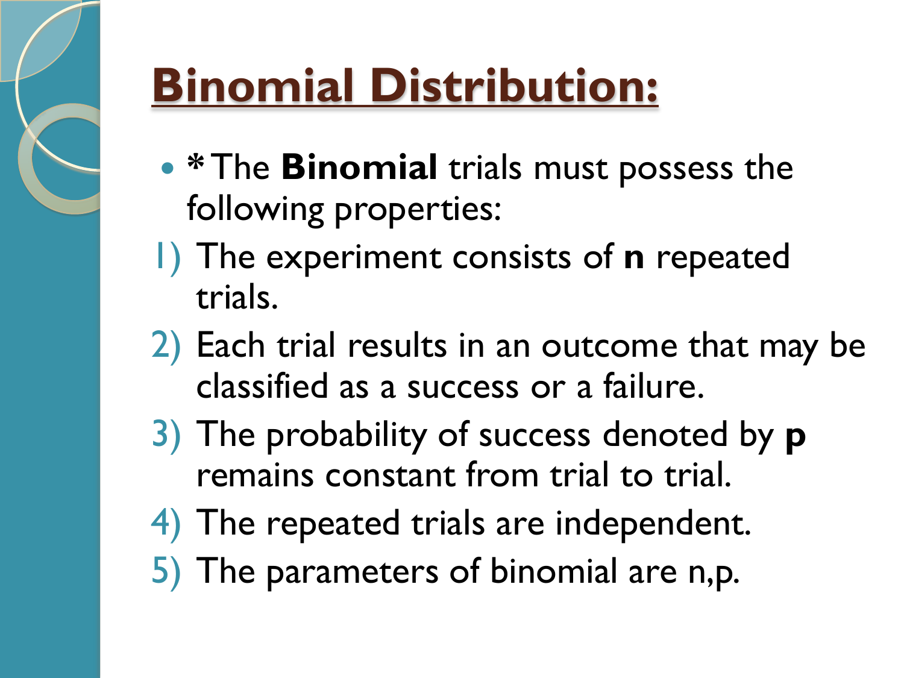# Binomial Distribution:

- * The **Binomial** trials must possess the following properties:

1) The experiment consists of **n** repeated trials.
2) Each trial results in an outcome that may be classified as a success or a failure.
3) The probability of success denoted by **p** remains constant from trial to trial.
4) The repeated trials are independent.
5) The parameters of binomial are n,p.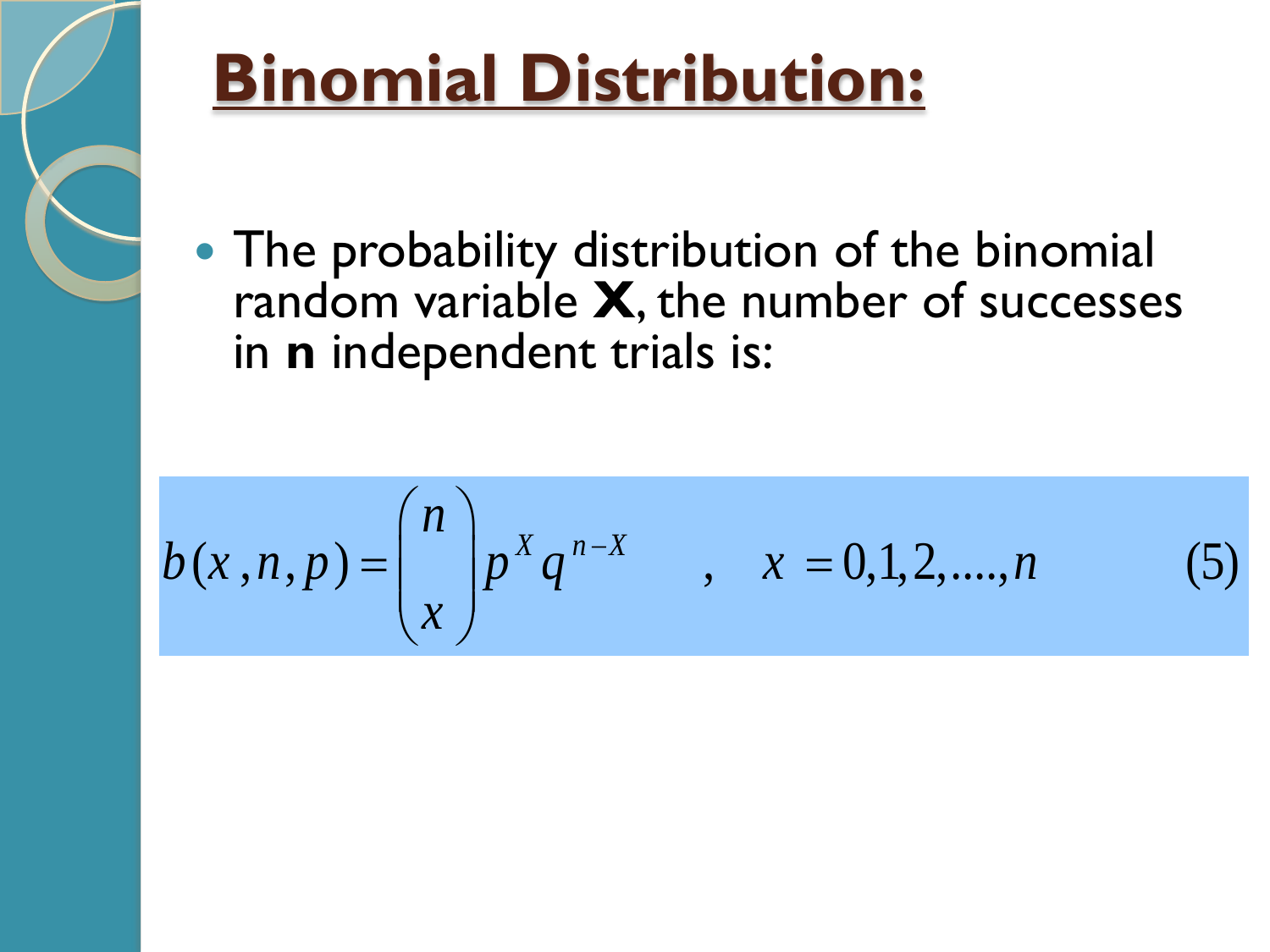# Binomial Distribution:

- The probability distribution of the binomial random variable **X**, the number of successes in **n** independent trials is:

$$b(x,n,p)=\binom{n}{x}p^{X}q^{n-X} \quad , \quad x=0,1,2,....,n \qquad (5)$$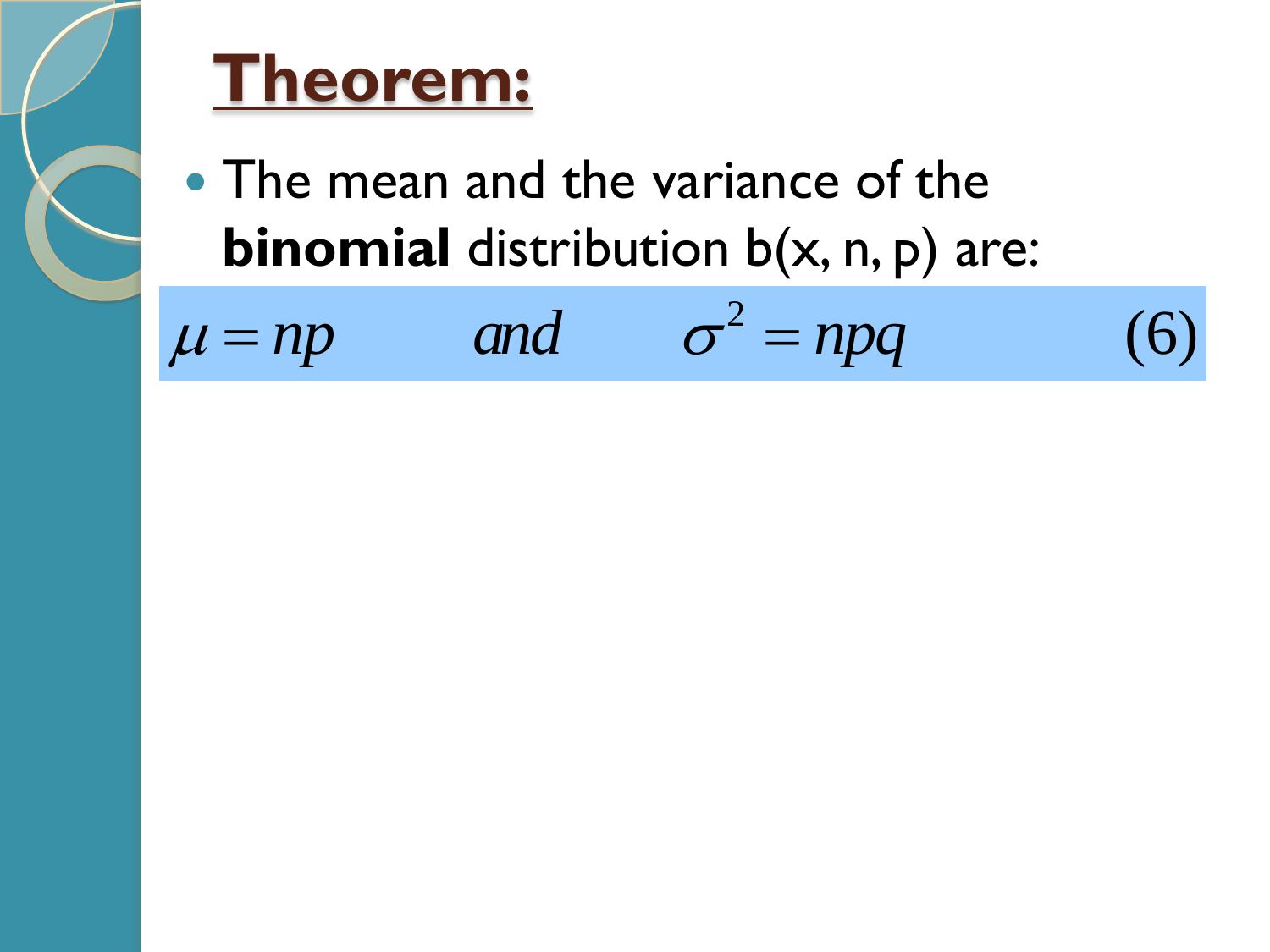# Theorem:

- The mean and the variance of the **binomial** distribution b(x, n, p) are:

$$\mu = np \qquad and \qquad \sigma^2 = npq \qquad (6)$$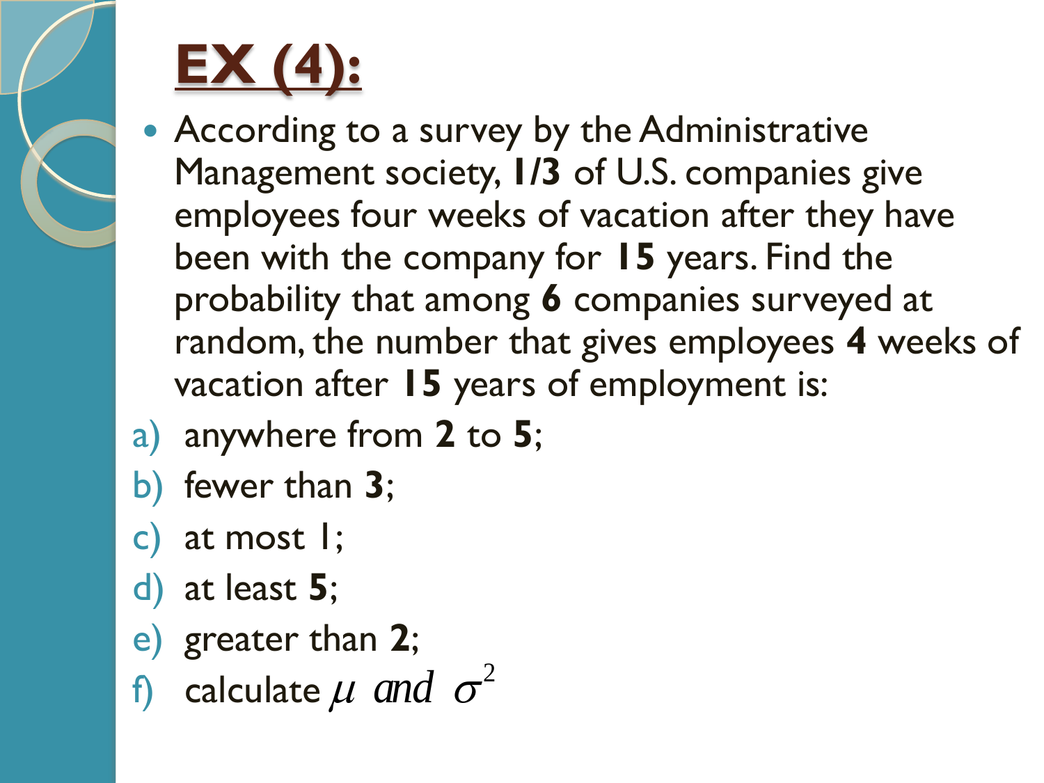# EX (4):

- According to a survey by the Administrative Management society, **1/3** of U.S. companies give employees four weeks of vacation after they have been with the company for **15** years. Find the probability that among **6** companies surveyed at random, the number that gives employees **4** weeks of vacation after **15** years of employment is:

a) anywhere from **2** to **5**;

b) fewer than **3**;

c) at most 1;

d) at least **5**;

e) greater than **2**;

f) calculate $\mu$ and $\sigma^2$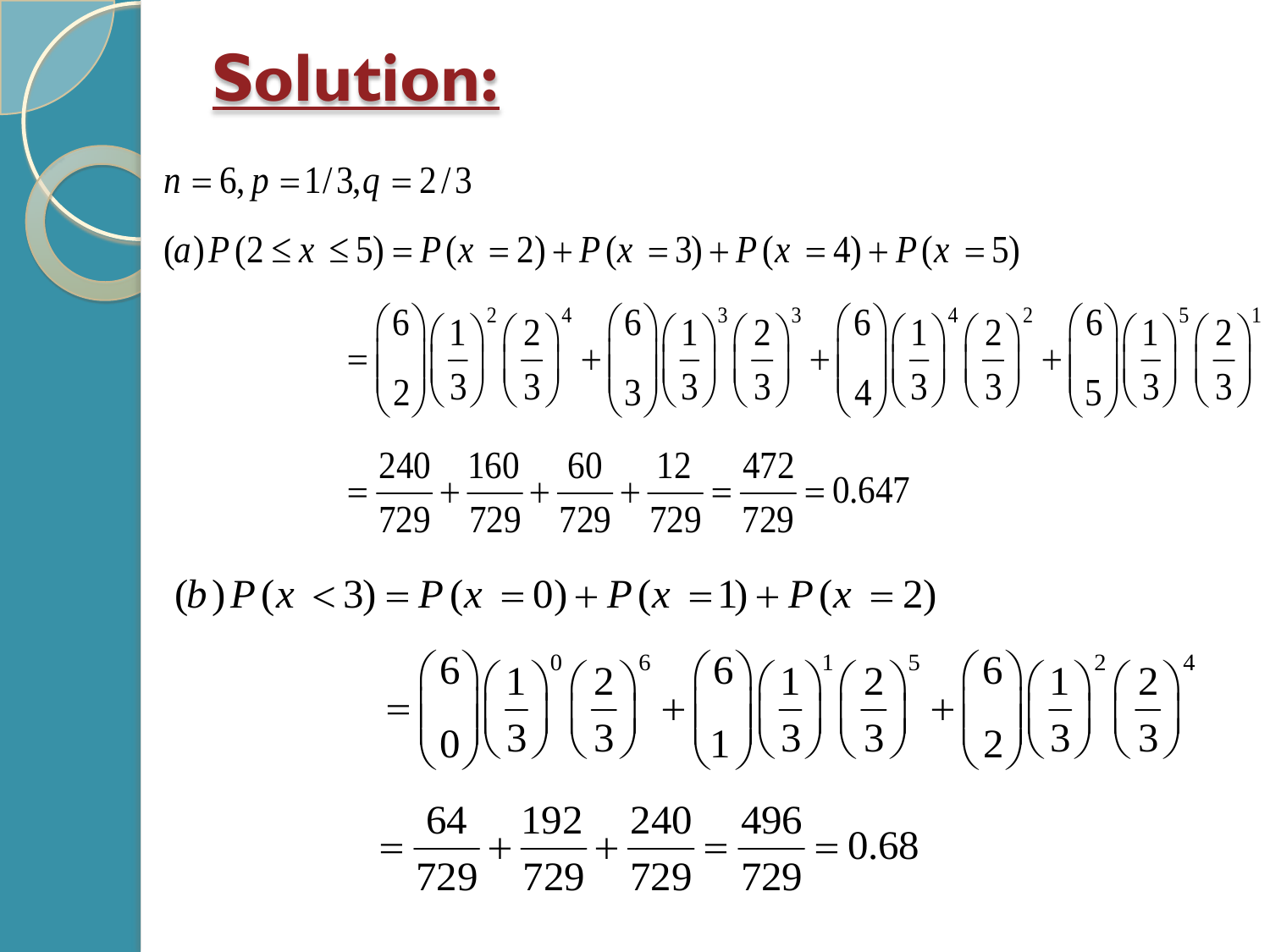# Solution:

$$n = 6, p = 1/3, q = 2/3$$

$$(a) P(2 \le x \le 5) = P(x = 2) + P(x = 3) + P(x = 4) + P(x = 5)$$

$$= \binom{6}{2}\left(\frac{1}{3}\right)^2\left(\frac{2}{3}\right)^4 + \binom{6}{3}\left(\frac{1}{3}\right)^3\left(\frac{2}{3}\right)^3 + \binom{6}{4}\left(\frac{1}{3}\right)^4\left(\frac{2}{3}\right)^2 + \binom{6}{5}\left(\frac{1}{3}\right)^5\left(\frac{2}{3}\right)^1$$

$$= \frac{240}{729} + \frac{160}{729} + \frac{60}{729} + \frac{12}{729} = \frac{472}{729} = 0.647$$

$$(b) P(x < 3) = P(x = 0) + P(x = 1) + P(x = 2)$$

$$= \binom{6}{0}\left(\frac{1}{3}\right)^0\left(\frac{2}{3}\right)^6 + \binom{6}{1}\left(\frac{1}{3}\right)^1\left(\frac{2}{3}\right)^5 + \binom{6}{2}\left(\frac{1}{3}\right)^2\left(\frac{2}{3}\right)^4$$

$$= \frac{64}{729} + \frac{192}{729} + \frac{240}{729} = \frac{496}{729} = 0.68$$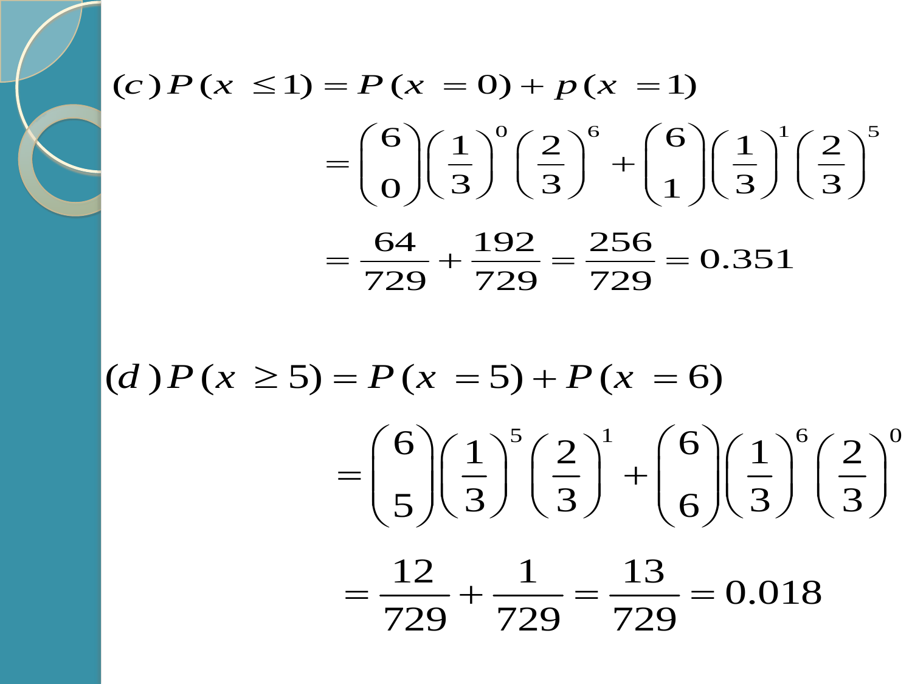$$(c)\ P(x \le 1) = P(x = 0) + p(x = 1)$$

$$= \binom{6}{0}\left(\frac{1}{3}\right)^0\left(\frac{2}{3}\right)^6 + \binom{6}{1}\left(\frac{1}{3}\right)^1\left(\frac{2}{3}\right)^5$$

$$= \frac{64}{729} + \frac{192}{729} = \frac{256}{729} = 0.351$$

$$(d)\ P(x \ge 5) = P(x = 5) + P(x = 6)$$

$$= \binom{6}{5}\left(\frac{1}{3}\right)^5\left(\frac{2}{3}\right)^1 + \binom{6}{6}\left(\frac{1}{3}\right)^6\left(\frac{2}{3}\right)^0$$

$$= \frac{12}{729} + \frac{1}{729} = \frac{13}{729} = 0.018$$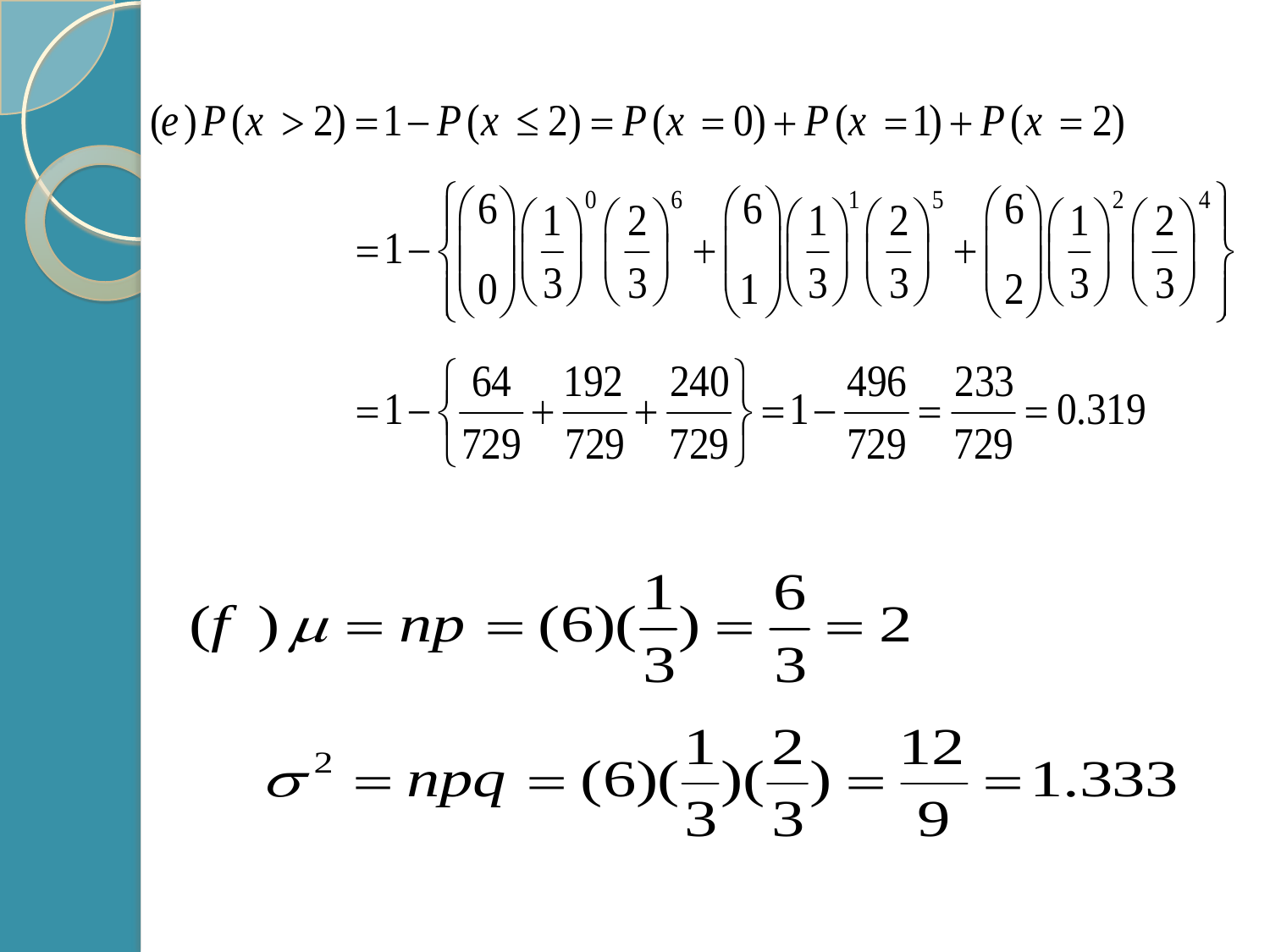$$(e)\,P(x>2)=1-P(x\le 2)=P(x=0)+P(x=1)+P(x=2)$$

$$=1-\left\{\binom{6}{0}\left(\frac{1}{3}\right)^{0}\left(\frac{2}{3}\right)^{6}+\binom{6}{1}\left(\frac{1}{3}\right)^{1}\left(\frac{2}{3}\right)^{5}+\binom{6}{2}\left(\frac{1}{3}\right)^{2}\left(\frac{2}{3}\right)^{4}\right\}$$

$$=1-\left\{\frac{64}{729}+\frac{192}{729}+\frac{240}{729}\right\}=1-\frac{496}{729}=\frac{233}{729}=0.319$$

$$(f\,)\,\mu=np=(6)(\frac{1}{3})=\frac{6}{3}=2$$

$$\sigma^{2}=npq=(6)(\frac{1}{3})(\frac{2}{3})=\frac{12}{9}=1.333$$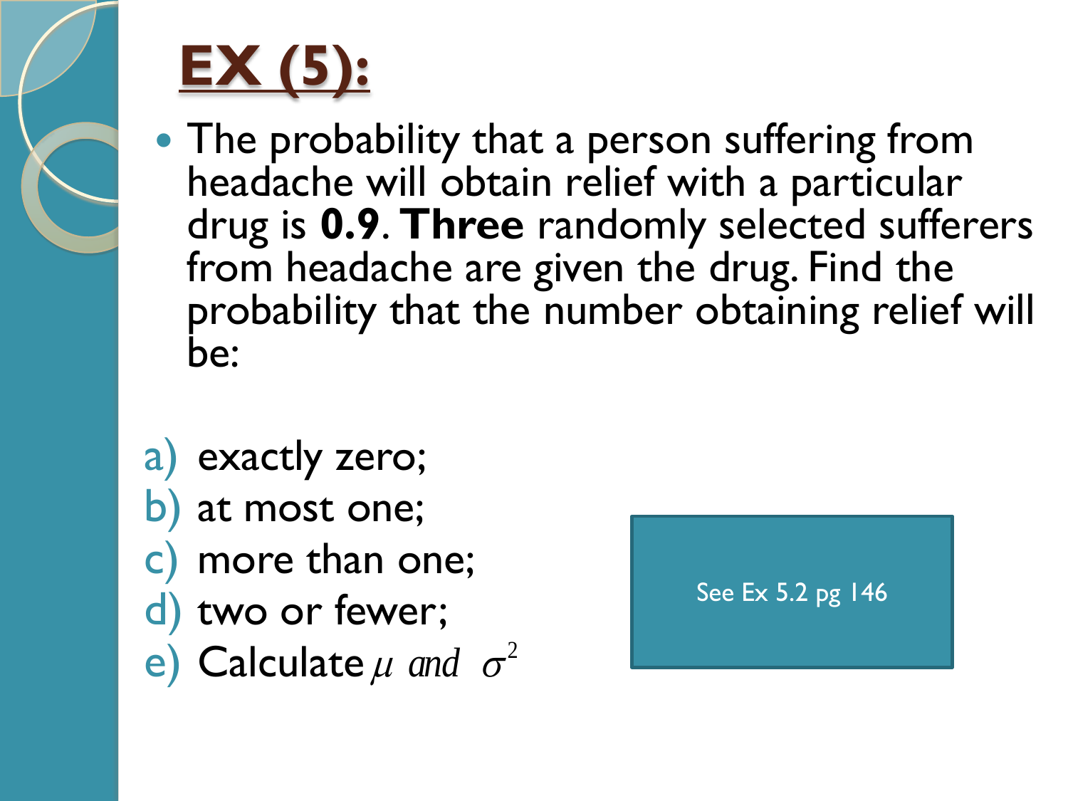# EX (5):

- The probability that a person suffering from headache will obtain relief with a particular drug is **0.9**. **Three** randomly selected sufferers from headache are given the drug. Find the probability that the number obtaining relief will be:

a) exactly zero;
b) at most one;
c) more than one;
d) two or fewer;
e) Calculate $\mu$ and $\sigma^2$

See Ex 5.2 pg 146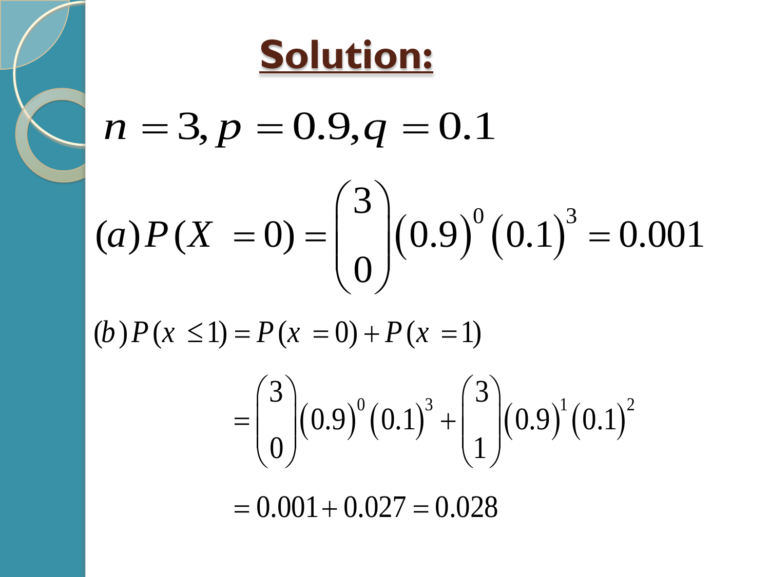# Solution:

$$n = 3, p = 0.9, q = 0.1$$

$$(a) P(X = 0) = \binom{3}{0}(0.9)^0(0.1)^3 = 0.001$$

$$(b) P(x \leq 1) = P(x = 0) + P(x = 1)$$

$$= \binom{3}{0}(0.9)^0(0.1)^3 + \binom{3}{1}(0.9)^1(0.1)^2$$

$$= 0.001 + 0.027 = 0.028$$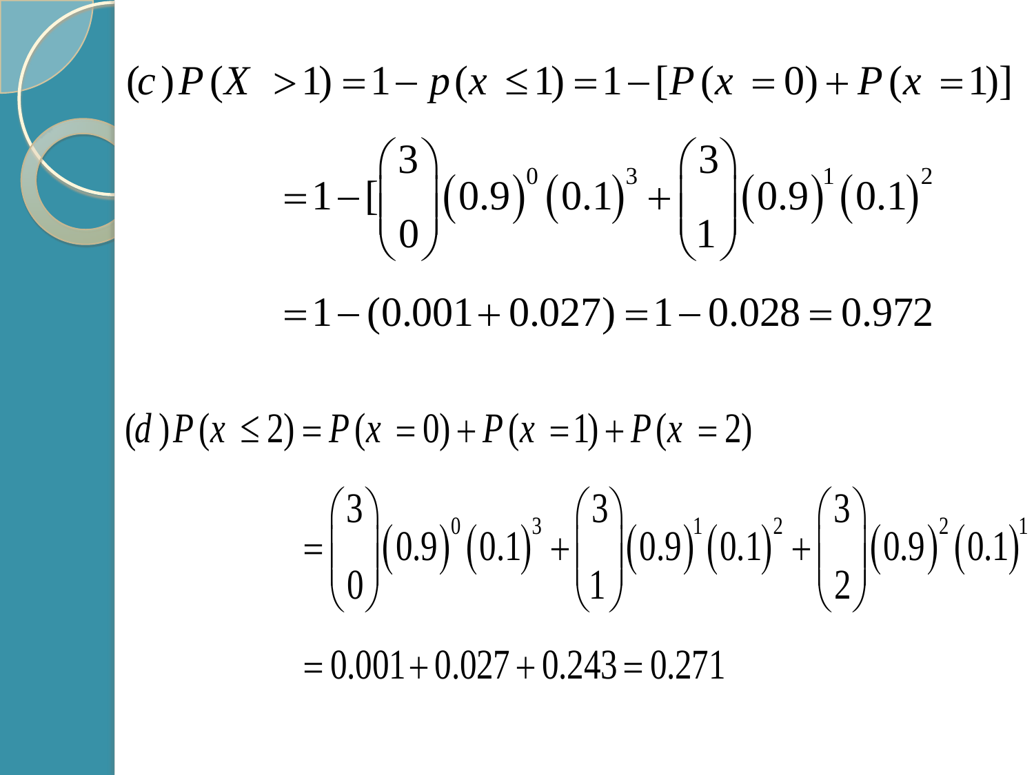$$(c)\ P(X > 1) = 1 - p(x \le 1) = 1 - [P(x = 0) + P(x = 1)]$$

$$= 1 - [\binom{3}{0}(0.9)^0(0.1)^3 + \binom{3}{1}(0.9)^1(0.1)^2$$

$$= 1 - (0.001 + 0.027) = 1 - 0.028 = 0.972$$

$$(d)\ P(x \le 2) = P(x = 0) + P(x = 1) + P(x = 2)$$

$$= \binom{3}{0}(0.9)^0(0.1)^3 + \binom{3}{1}(0.9)^1(0.1)^2 + \binom{3}{2}(0.9)^2(0.1)^1$$

$$= 0.001 + 0.027 + 0.243 = 0.271$$